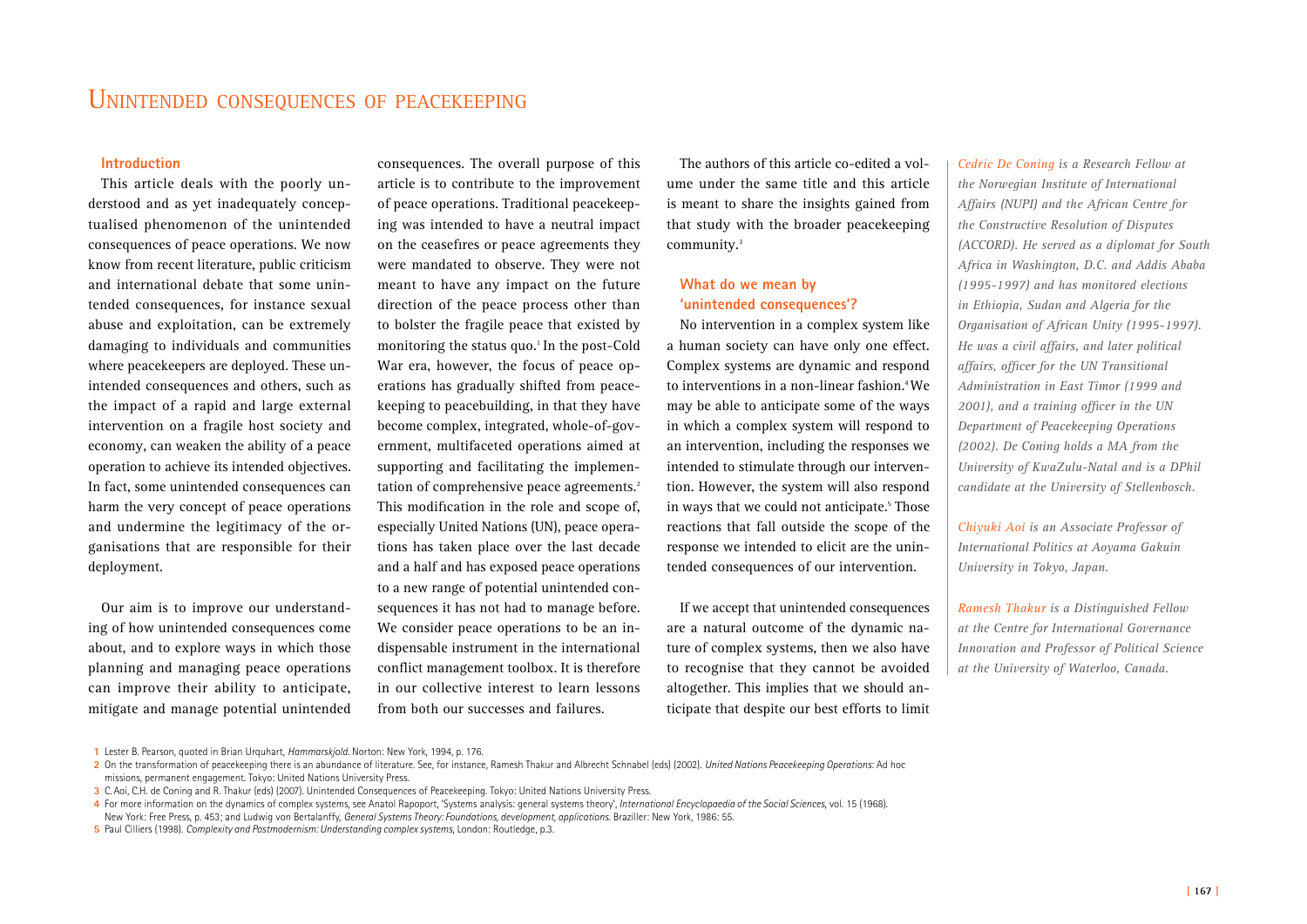# Unintended consequences of peacekeeping

### Introduction

This article deals with the poorly understood and as yet inadequately conceptualised phenomenon of the unintended consequences of peace operations. We now know from recent literature, public criticism and international debate that some unintended consequences, for instance sexual abuse and exploitation, can be extremely damaging to individuals and communities where peacekeepers are deployed. These unintended consequences and others, such as the impact of a rapid and large external intervention on a fragile host society and economy, can weaken the ability of a peace operation to achieve its intended objectives. In fact, some unintended consequences can harm the very concept of peace operations and undermine the legitimacy of the organisations that are responsible for their deployment.

Our aim is to improve our understanding of how unintended consequences come about, and to explore ways in which those planning and managing peace operations can improve their ability to anticipate, mitigate and manage potential unintended consequences. The overall purpose of this article is to contribute to the improvement of peace operations. Traditional peacekeeping was intended to have a neutral impact on the ceasefires or peace agreements they were mandated to observe. They were not meant to have any impact on the future direction of the peace process other than to bolster the fragile peace that existed by monitoring the status quo.[1] In the post-Cold War era, however, the focus of peace operations has gradually shifted from peacekeeping to peacebuilding, in that they have become complex, integrated, whole-of-government, multifaceted operations aimed at supporting and facilitating the implementation of comprehensive peace agreements.[2] This modification in the role and scope of, especially United Nations (UN), peace operations has taken place over the last decade and a half and has exposed peace operations to a new range of potential unintended consequences it has not had to manage before. We consider peace operations to be an indispensable instrument in the international conflict management toolbox. It is therefore in our collective interest to learn lessons from both our successes and failures.

The authors of this article co-edited a volume under the same title and this article is meant to share the insights gained from that study with the broader peacekeeping community.[3]

### What do we mean by 'unintended consequences'?

No intervention in a complex system like a human society can have only one effect. Complex systems are dynamic and respond to interventions in a non-linear fashion.[4] We may be able to anticipate some of the ways in which a complex system will respond to an intervention, including the responses we intended to stimulate through our intervention. However, the system will also respond in ways that we could not anticipate.[5] Those reactions that fall outside the scope of the response we intended to elicit are the unintended consequences of our intervention.

If we accept that unintended consequences are a natural outcome of the dynamic nature of complex systems, then we also have to recognise that they cannot be avoided altogether. This implies that we should anticipate that despite our best efforts to limit

*Cedric De Coning is a Research Fellow at the Norwegian Institute of International Affairs (NUPI) and the African Centre for the Constructive Resolution of Disputes (ACCORD). He served as a diplomat for South Africa in Washington, D.C. and Addis Ababa (1995-1997) and has monitored elections in Ethiopia, Sudan and Algeria for the Organisation of African Unity (1995-1997). He was a civil affairs, and later political affairs, officer for the UN Transitional Administration in East Timor (1999 and 2001), and a training officer in the UN Department of Peacekeeping Operations (2002). De Coning holds a MA from the University of KwaZulu-Natal and is a DPhil candidate at the University of Stellenbosch.*

*Chiyuki Aoi is an Associate Professor of International Politics at Aoyama Gakuin University in Tokyo, Japan.*

*Ramesh Thakur is a Distinguished Fellow at the Centre for International Governance Innovation and Professor of Political Science at the University of Waterloo, Canada.*

---

1 Lester B. Pearson, quoted in Brian Urquhart, *Hammarskjold*. Norton: New York, 1994, p. 176.

2 On the transformation of peacekeeping there is an abundance of literature. See, for instance, Ramesh Thakur and Albrecht Schnabel (eds) (2002). *United Nations Peacekeeping Operations*: Ad hoc missions, permanent engagement. Tokyo: United Nations University Press.

3 C.Aoi, C.H. de Coning and R. Thakur (eds) (2007). Unintended Consequences of Peacekeeping. Tokyo: United Nations University Press.

4 For more information on the dynamics of complex systems, see Anatol Rapoport, 'Systems analysis: general systems theory', *International Encyclopaedia of the Social Sciences*, vol. 15 (1968). New York: Free Press, p. 453; and Ludwig von Bertalanffy, *General Systems Theory: Foundations, development, applications*. Braziller: New York, 1986: 55.

5 Paul Cilliers (1998). *Complexity and Postmodernism: Understanding complex systems*, London: Routledge, p.3.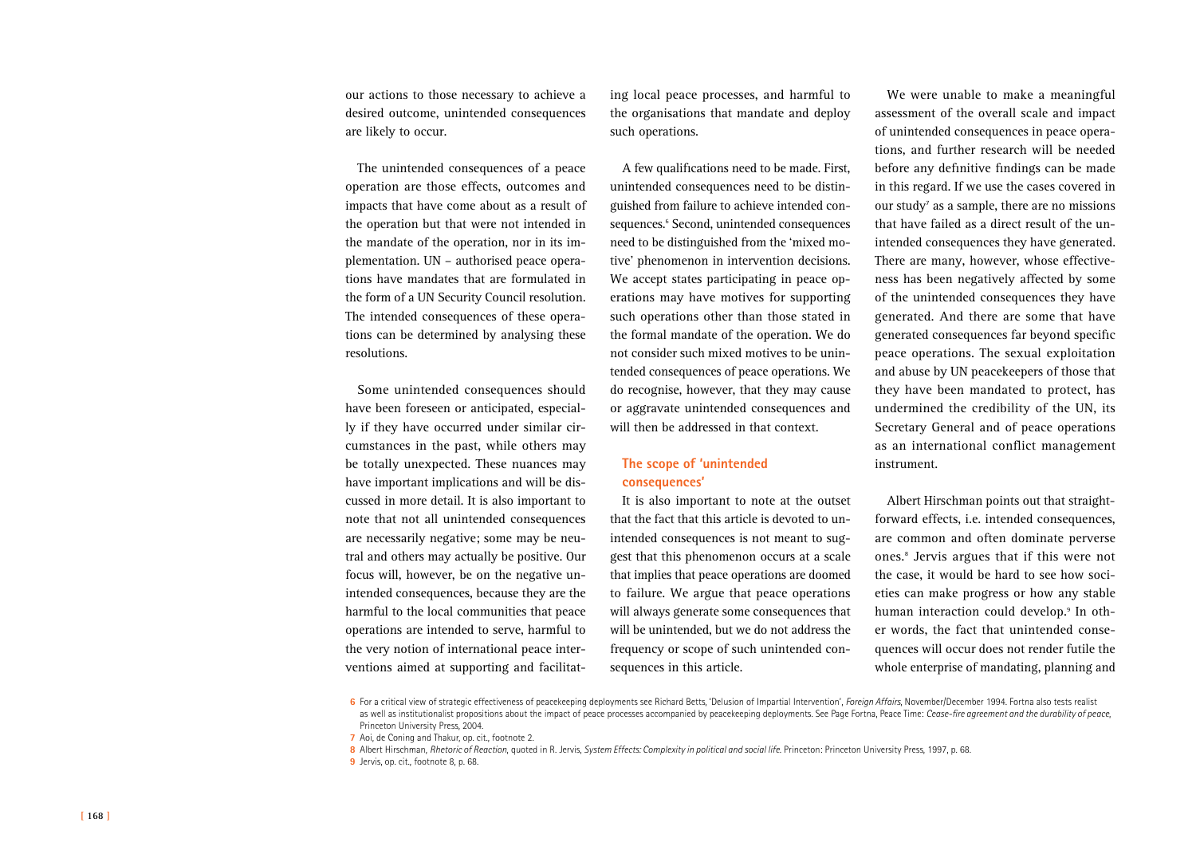our actions to those necessary to achieve a desired outcome, unintended consequences are likely to occur.

The unintended consequences of a peace operation are those effects, outcomes and impacts that have come about as a result of the operation but that were not intended in the mandate of the operation, nor in its implementation. UN – authorised peace operations have mandates that are formulated in the form of a UN Security Council resolution. The intended consequences of these operations can be determined by analysing these resolutions.

Some unintended consequences should have been foreseen or anticipated, especially if they have occurred under similar circumstances in the past, while others may be totally unexpected. These nuances may have important implications and will be discussed in more detail. It is also important to note that not all unintended consequences are necessarily negative; some may be neutral and others may actually be positive. Our focus will, however, be on the negative unintended consequences, because they are the harmful to the local communities that peace operations are intended to serve, harmful to the very notion of international peace interventions aimed at supporting and facilitating local peace processes, and harmful to the organisations that mandate and deploy such operations.

A few qualifications need to be made. First, unintended consequences need to be distinguished from failure to achieve intended consequences.[6] Second, unintended consequences need to be distinguished from the 'mixed motive' phenomenon in intervention decisions. We accept states participating in peace operations may have motives for supporting such operations other than those stated in the formal mandate of the operation. We do not consider such mixed motives to be unintended consequences of peace operations. We do recognise, however, that they may cause or aggravate unintended consequences and will then be addressed in that context.

## The scope of 'unintended consequences'

It is also important to note at the outset that the fact that this article is devoted to unintended consequences is not meant to suggest that this phenomenon occurs at a scale that implies that peace operations are doomed to failure. We argue that peace operations will always generate some consequences that will be unintended, but we do not address the frequency or scope of such unintended consequences in this article.

We were unable to make a meaningful assessment of the overall scale and impact of unintended consequences in peace operations, and further research will be needed before any definitive findings can be made in this regard. If we use the cases covered in our study[7] as a sample, there are no missions that have failed as a direct result of the unintended consequences they have generated. There are many, however, whose effectiveness has been negatively affected by some of the unintended consequences they have generated. And there are some that have generated consequences far beyond specific peace operations. The sexual exploitation and abuse by UN peacekeepers of those that they have been mandated to protect, has undermined the credibility of the UN, its Secretary General and of peace operations as an international conflict management instrument.

Albert Hirschman points out that straightforward effects, i.e. intended consequences, are common and often dominate perverse ones.[8] Jervis argues that if this were not the case, it would be hard to see how societies can make progress or how any stable human interaction could develop.[9] In other words, the fact that unintended consequences will occur does not render futile the whole enterprise of mandating, planning and

---

6 For a critical view of strategic effectiveness of peacekeeping deployments see Richard Betts, 'Delusion of Impartial Intervention', *Foreign Affairs*, November/December 1994. Fortna also tests realist as well as institutionalist propositions about the impact of peace processes accompanied by peacekeeping deployments. See Page Fortna, Peace Time: *Cease-fire agreement and the durability of peace*, Princeton University Press, 2004.

7 Aoi, de Coning and Thakur, op. cit., footnote 2.

8 Albert Hirschman, *Rhetoric of Reaction*, quoted in R. Jervis, *System Effects: Complexity in political and social life*. Princeton: Princeton University Press, 1997, p. 68.

9 Jervis, op. cit., footnote 8, p. 68.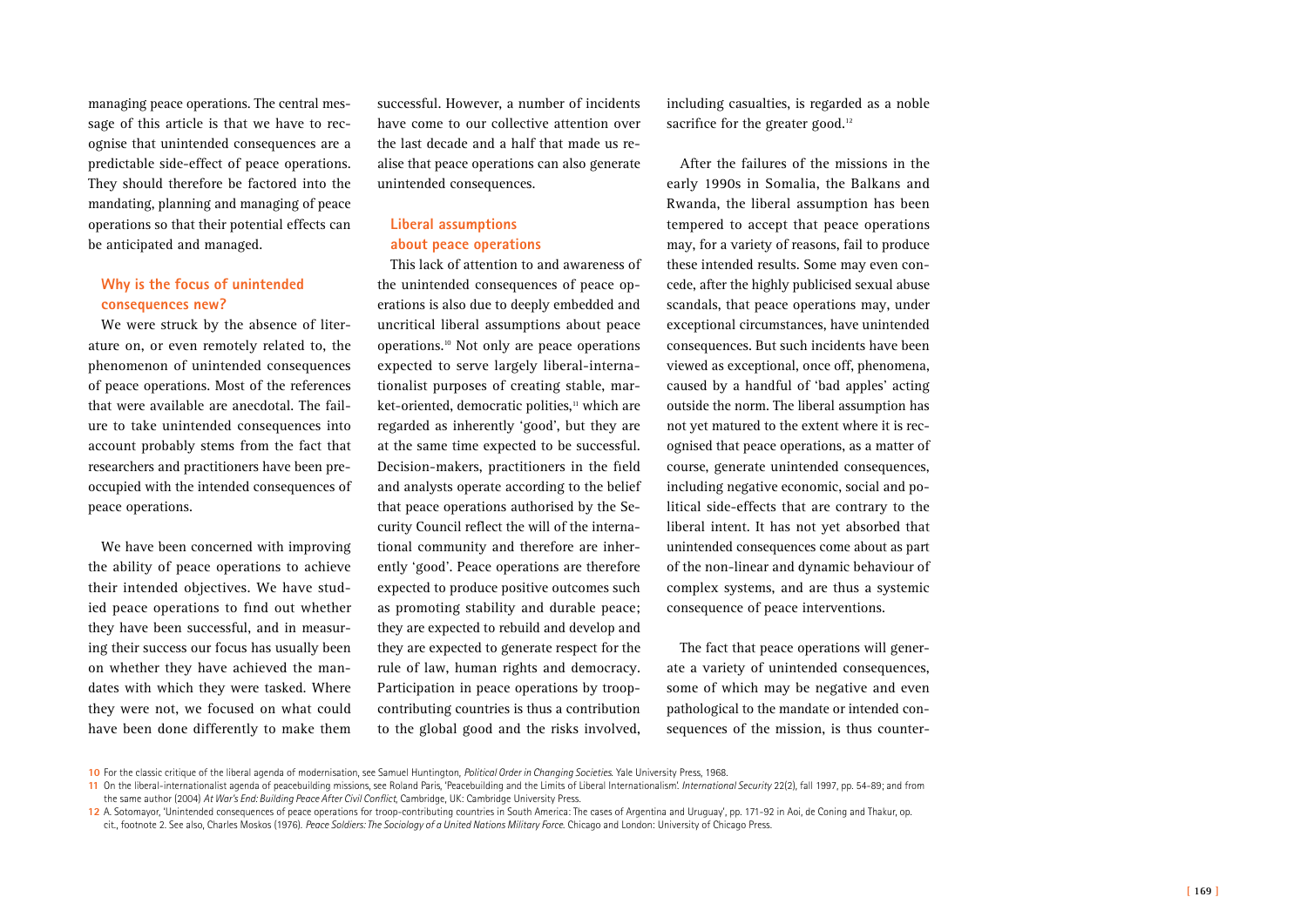managing peace operations. The central message of this article is that we have to recognise that unintended consequences are a predictable side-effect of peace operations. They should therefore be factored into the mandating, planning and managing of peace operations so that their potential effects can be anticipated and managed.

### Why is the focus of unintended consequences new?

We were struck by the absence of literature on, or even remotely related to, the phenomenon of unintended consequences of peace operations. Most of the references that were available are anecdotal. The failure to take unintended consequences into account probably stems from the fact that researchers and practitioners have been preoccupied with the intended consequences of peace operations.

We have been concerned with improving the ability of peace operations to achieve their intended objectives. We have studied peace operations to find out whether they have been successful, and in measuring their success our focus has usually been on whether they have achieved the mandates with which they were tasked. Where they were not, we focused on what could have been done differently to make them successful. However, a number of incidents have come to our collective attention over the last decade and a half that made us realise that peace operations can also generate unintended consequences.

### Liberal assumptions about peace operations

This lack of attention to and awareness of the unintended consequences of peace operations is also due to deeply embedded and uncritical liberal assumptions about peace operations.[10] Not only are peace operations expected to serve largely liberal-internationalist purposes of creating stable, market-oriented, democratic polities,[11] which are regarded as inherently 'good', but they are at the same time expected to be successful. Decision-makers, practitioners in the field and analysts operate according to the belief that peace operations authorised by the Security Council reflect the will of the international community and therefore are inherently 'good'. Peace operations are therefore expected to produce positive outcomes such as promoting stability and durable peace; they are expected to rebuild and develop and they are expected to generate respect for the rule of law, human rights and democracy. Participation in peace operations by troop-contributing countries is thus a contribution to the global good and the risks involved, including casualties, is regarded as a noble sacrifice for the greater good.[12]

After the failures of the missions in the early 1990s in Somalia, the Balkans and Rwanda, the liberal assumption has been tempered to accept that peace operations may, for a variety of reasons, fail to produce these intended results. Some may even concede, after the highly publicised sexual abuse scandals, that peace operations may, under exceptional circumstances, have unintended consequences. But such incidents have been viewed as exceptional, once off, phenomena, caused by a handful of 'bad apples' acting outside the norm. The liberal assumption has not yet matured to the extent where it is recognised that peace operations, as a matter of course, generate unintended consequences, including negative economic, social and political side-effects that are contrary to the liberal intent. It has not yet absorbed that unintended consequences come about as part of the non-linear and dynamic behaviour of complex systems, and are thus a systemic consequence of peace interventions.

The fact that peace operations will generate a variety of unintended consequences, some of which may be negative and even pathological to the mandate or intended consequences of the mission, is thus counter-

---

10 For the classic critique of the liberal agenda of modernisation, see Samuel Huntington, *Political Order in Changing Societies*. Yale University Press, 1968.

11 On the liberal-internationalist agenda of peacebuilding missions, see Roland Paris, 'Peacebuilding and the Limits of Liberal Internationalism'. *International Security* 22(2), fall 1997, pp. 54–89; and from the same author (2004) *At War's End: Building Peace After Civil Conflict*, Cambridge, UK: Cambridge University Press.

12 A. Sotomayor, 'Unintended consequences of peace operations for troop-contributing countries in South America: The cases of Argentina and Uruguay', pp. 171–92 in Aoi, de Coning and Thakur, op. cit., footnote 2. See also, Charles Moskos (1976). *Peace Soldiers: The Sociology of a United Nations Military Force*. Chicago and London: University of Chicago Press.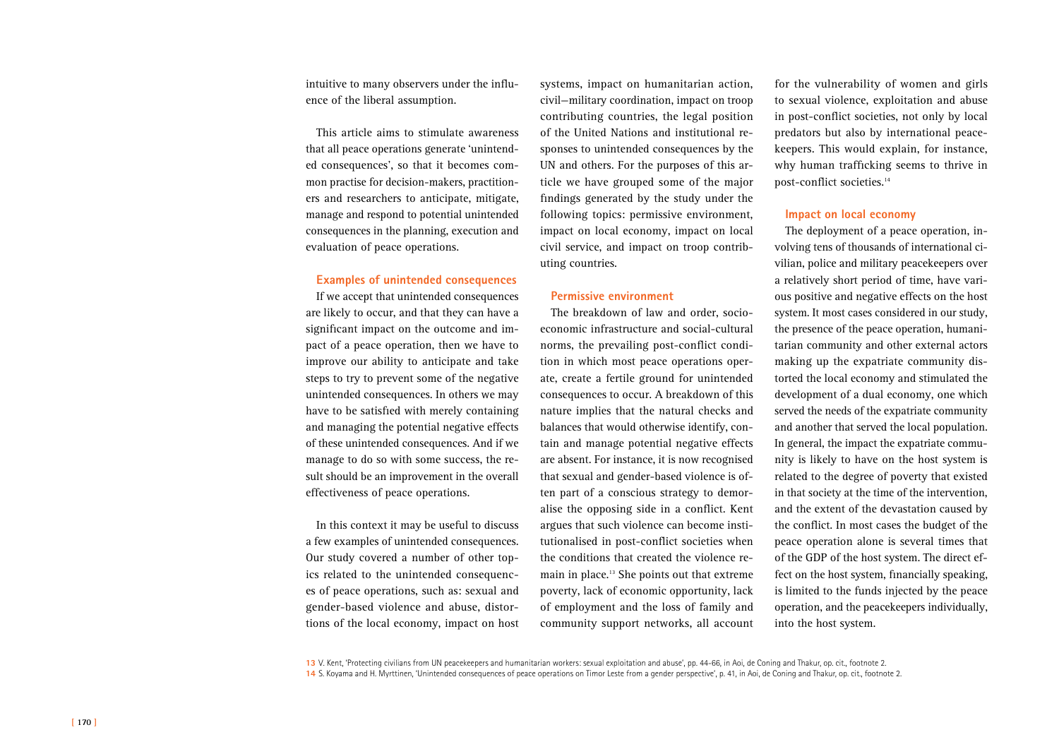intuitive to many observers under the influence of the liberal assumption.

This article aims to stimulate awareness that all peace operations generate 'unintended consequences', so that it becomes common practise for decision-makers, practitioners and researchers to anticipate, mitigate, manage and respond to potential unintended consequences in the planning, execution and evaluation of peace operations.

### Examples of unintended consequences

If we accept that unintended consequences are likely to occur, and that they can have a significant impact on the outcome and impact of a peace operation, then we have to improve our ability to anticipate and take steps to try to prevent some of the negative unintended consequences. In others we may have to be satisfied with merely containing and managing the potential negative effects of these unintended consequences. And if we manage to do so with some success, the result should be an improvement in the overall effectiveness of peace operations.

In this context it may be useful to discuss a few examples of unintended consequences. Our study covered a number of other topics related to the unintended consequences of peace operations, such as: sexual and gender-based violence and abuse, distortions of the local economy, impact on host systems, impact on humanitarian action, civil–military coordination, impact on troop contributing countries, the legal position of the United Nations and institutional responses to unintended consequences by the UN and others. For the purposes of this article we have grouped some of the major findings generated by the study under the following topics: permissive environment, impact on local economy, impact on local civil service, and impact on troop contributing countries.

### Permissive environment

The breakdown of law and order, socio-economic infrastructure and social-cultural norms, the prevailing post-conflict condition in which most peace operations operate, create a fertile ground for unintended consequences to occur. A breakdown of this nature implies that the natural checks and balances that would otherwise identify, contain and manage potential negative effects are absent. For instance, it is now recognised that sexual and gender-based violence is often part of a conscious strategy to demoralise the opposing side in a conflict. Kent argues that such violence can become institutionalised in post-conflict societies when the conditions that created the violence remain in place.[13] She points out that extreme poverty, lack of economic opportunity, lack of employment and the loss of family and community support networks, all account for the vulnerability of women and girls to sexual violence, exploitation and abuse in post-conflict societies, not only by local predators but also by international peacekeepers. This would explain, for instance, why human trafficking seems to thrive in post-conflict societies.[14]

### Impact on local economy

The deployment of a peace operation, involving tens of thousands of international civilian, police and military peacekeepers over a relatively short period of time, have various positive and negative effects on the host system. It most cases considered in our study, the presence of the peace operation, humanitarian community and other external actors making up the expatriate community distorted the local economy and stimulated the development of a dual economy, one which served the needs of the expatriate community and another that served the local population. In general, the impact the expatriate community is likely to have on the host system is related to the degree of poverty that existed in that society at the time of the intervention, and the extent of the devastation caused by the conflict. In most cases the budget of the peace operation alone is several times that of the GDP of the host system. The direct effect on the host system, financially speaking, is limited to the funds injected by the peace operation, and the peacekeepers individually, into the host system.

13 V. Kent, 'Protecting civilians from UN peacekeepers and humanitarian workers: sexual exploitation and abuse', pp. 44-66, in Aoi, de Coning and Thakur, op. cit., footnote 2.

14 S. Koyama and H. Myrttinen, 'Unintended consequences of peace operations on Timor Leste from a gender perspective', p. 41, in Aoi, de Coning and Thakur, op. cit., footnote 2.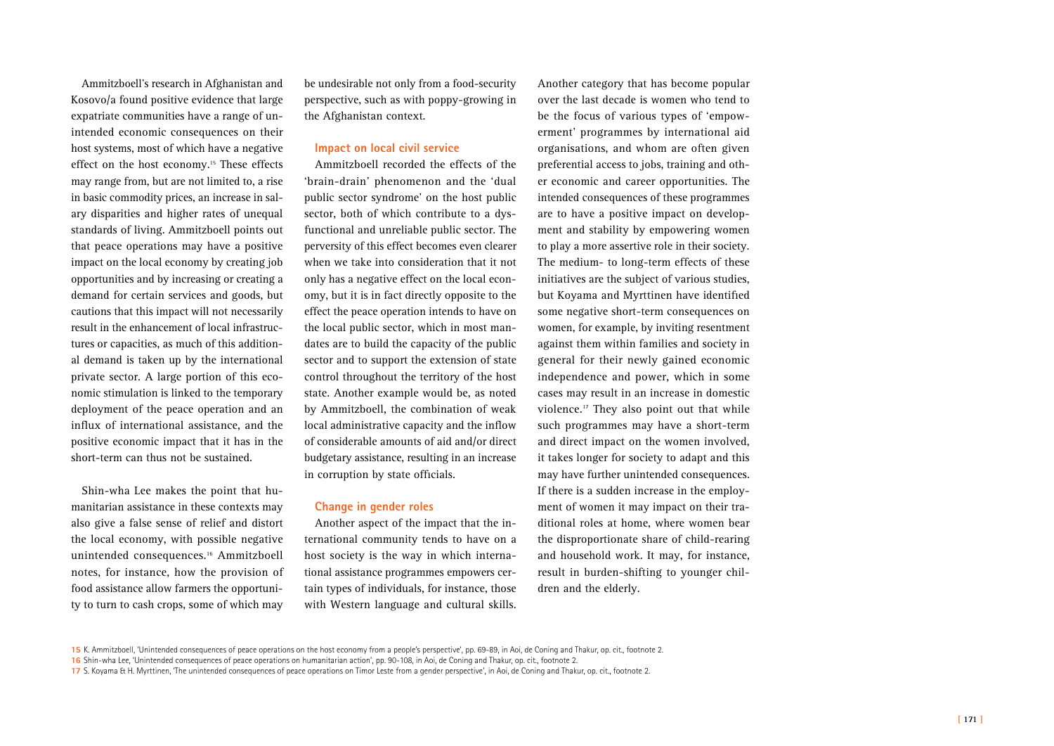Ammitzboell's research in Afghanistan and Kosovo/a found positive evidence that large expatriate communities have a range of unintended economic consequences on their host systems, most of which have a negative effect on the host economy.[15] These effects may range from, but are not limited to, a rise in basic commodity prices, an increase in salary disparities and higher rates of unequal standards of living. Ammitzboell points out that peace operations may have a positive impact on the local economy by creating job opportunities and by increasing or creating a demand for certain services and goods, but cautions that this impact will not necessarily result in the enhancement of local infrastructures or capacities, as much of this additional demand is taken up by the international private sector. A large portion of this economic stimulation is linked to the temporary deployment of the peace operation and an influx of international assistance, and the positive economic impact that it has in the short-term can thus not be sustained.

Shin-wha Lee makes the point that humanitarian assistance in these contexts may also give a false sense of relief and distort the local economy, with possible negative unintended consequences.[16] Ammitzboell notes, for instance, how the provision of food assistance allow farmers the opportunity to turn to cash crops, some of which may be undesirable not only from a food-security perspective, such as with poppy-growing in the Afghanistan context.

### Impact on local civil service

Ammitzboell recorded the effects of the 'brain-drain' phenomenon and the 'dual public sector syndrome' on the host public sector, both of which contribute to a dysfunctional and unreliable public sector. The perversity of this effect becomes even clearer when we take into consideration that it not only has a negative effect on the local economy, but it is in fact directly opposite to the effect the peace operation intends to have on the local public sector, which in most mandates are to build the capacity of the public sector and to support the extension of state control throughout the territory of the host state. Another example would be, as noted by Ammitzboell, the combination of weak local administrative capacity and the inflow of considerable amounts of aid and/or direct budgetary assistance, resulting in an increase in corruption by state officials.

### Change in gender roles

Another aspect of the impact that the international community tends to have on a host society is the way in which international assistance programmes empowers certain types of individuals, for instance, those with Western language and cultural skills. Another category that has become popular over the last decade is women who tend to be the focus of various types of 'empowerment' programmes by international aid organisations, and whom are often given preferential access to jobs, training and other economic and career opportunities. The intended consequences of these programmes are to have a positive impact on development and stability by empowering women to play a more assertive role in their society. The medium- to long-term effects of these initiatives are the subject of various studies, but Koyama and Myrttinen have identified some negative short-term consequences on women, for example, by inviting resentment against them within families and society in general for their newly gained economic independence and power, which in some cases may result in an increase in domestic violence.[17] They also point out that while such programmes may have a short-term and direct impact on the women involved, it takes longer for society to adapt and this may have further unintended consequences. If there is a sudden increase in the employment of women it may impact on their traditional roles at home, where women bear the disproportionate share of child-rearing and household work. It may, for instance, result in burden-shifting to younger children and the elderly.

---

15 K. Ammitzboell, 'Unintended consequences of peace operations on the host economy from a people's perspective', pp. 69-89, in Aoi, de Coning and Thakur, op. cit., footnote 2.

16 Shin-wha Lee, 'Unintended consequences of peace operations on humanitarian action', pp. 90-108, in Aoi, de Coning and Thakur, op. cit., footnote 2.

17 S. Koyama & H. Myrttinen, 'The unintended consequences of peace operations on Timor Leste from a gender perspective', in Aoi, de Coning and Thakur, op. cit., footnote 2.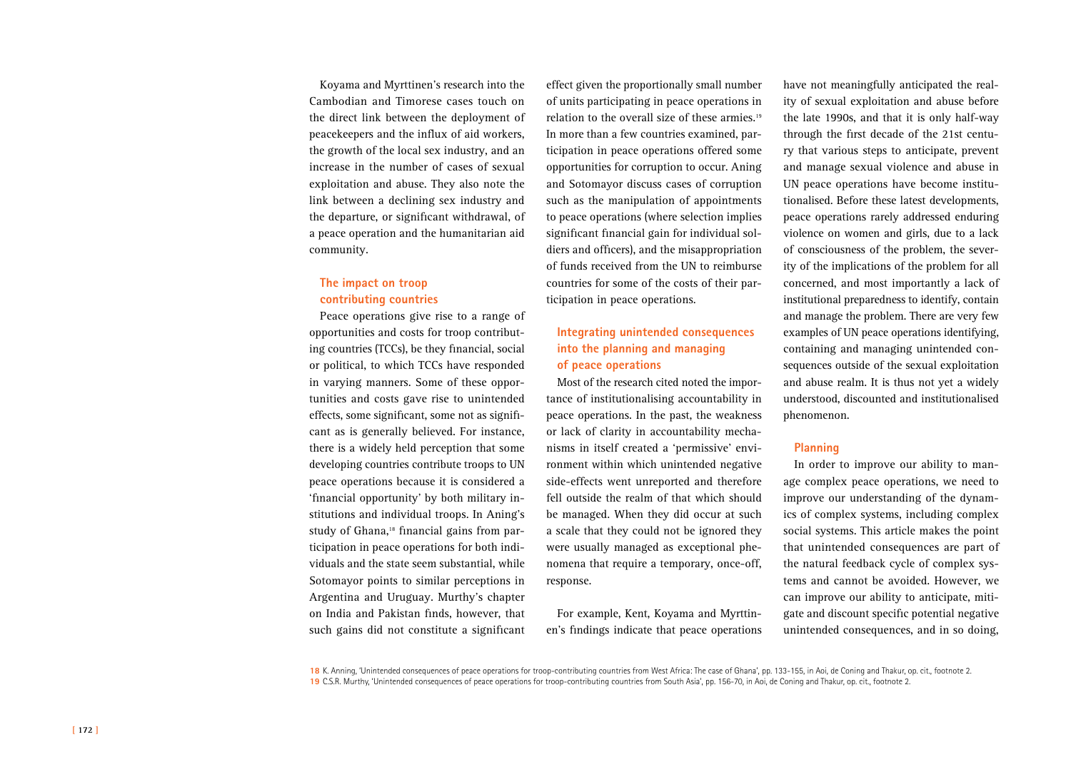Koyama and Myrttinen's research into the Cambodian and Timorese cases touch on the direct link between the deployment of peacekeepers and the influx of aid workers, the growth of the local sex industry, and an increase in the number of cases of sexual exploitation and abuse. They also note the link between a declining sex industry and the departure, or significant withdrawal, of a peace operation and the humanitarian aid community.

### The impact on troop contributing countries

Peace operations give rise to a range of opportunities and costs for troop contributing countries (TCCs), be they financial, social or political, to which TCCs have responded in varying manners. Some of these opportunities and costs gave rise to unintended effects, some significant, some not as significant as is generally believed. For instance, there is a widely held perception that some developing countries contribute troops to UN peace operations because it is considered a 'financial opportunity' by both military institutions and individual troops. In Aning's study of Ghana,[18] financial gains from participation in peace operations for both individuals and the state seem substantial, while Sotomayor points to similar perceptions in Argentina and Uruguay. Murthy's chapter on India and Pakistan finds, however, that such gains did not constitute a significant effect given the proportionally small number of units participating in peace operations in relation to the overall size of these armies.[19] In more than a few countries examined, participation in peace operations offered some opportunities for corruption to occur. Aning and Sotomayor discuss cases of corruption such as the manipulation of appointments to peace operations (where selection implies significant financial gain for individual soldiers and officers), and the misappropriation of funds received from the UN to reimburse countries for some of the costs of their participation in peace operations.

### Integrating unintended consequences into the planning and managing of peace operations

Most of the research cited noted the importance of institutionalising accountability in peace operations. In the past, the weakness or lack of clarity in accountability mechanisms in itself created a 'permissive' environment within which unintended negative side-effects went unreported and therefore fell outside the realm of that which should be managed. When they did occur at such a scale that they could not be ignored they were usually managed as exceptional phenomena that require a temporary, once-off, response.

For example, Kent, Koyama and Myrttinen's findings indicate that peace operations have not meaningfully anticipated the reality of sexual exploitation and abuse before the late 1990s, and that it is only half-way through the first decade of the 21st century that various steps to anticipate, prevent and manage sexual violence and abuse in UN peace operations have become institutionalised. Before these latest developments, peace operations rarely addressed enduring violence on women and girls, due to a lack of consciousness of the problem, the severity of the implications of the problem for all concerned, and most importantly a lack of institutional preparedness to identify, contain and manage the problem. There are very few examples of UN peace operations identifying, containing and managing unintended consequences outside of the sexual exploitation and abuse realm. It is thus not yet a widely understood, discounted and institutionalised phenomenon.

### Planning

In order to improve our ability to manage complex peace operations, we need to improve our understanding of the dynamics of complex systems, including complex social systems. This article makes the point that unintended consequences are part of the natural feedback cycle of complex systems and cannot be avoided. However, we can improve our ability to anticipate, mitigate and discount specific potential negative unintended consequences, and in so doing,

18 K. Anning, 'Unintended consequences of peace operations for troop-contributing countries from West Africa: The case of Ghana', pp. 133-155, in Aoi, de Coning and Thakur, op. cit., footnote 2.

19 C.S.R. Murthy, 'Unintended consequences of peace operations for troop-contributing countries from South Asia', pp. 156-70, in Aoi, de Coning and Thakur, op. cit., footnote 2.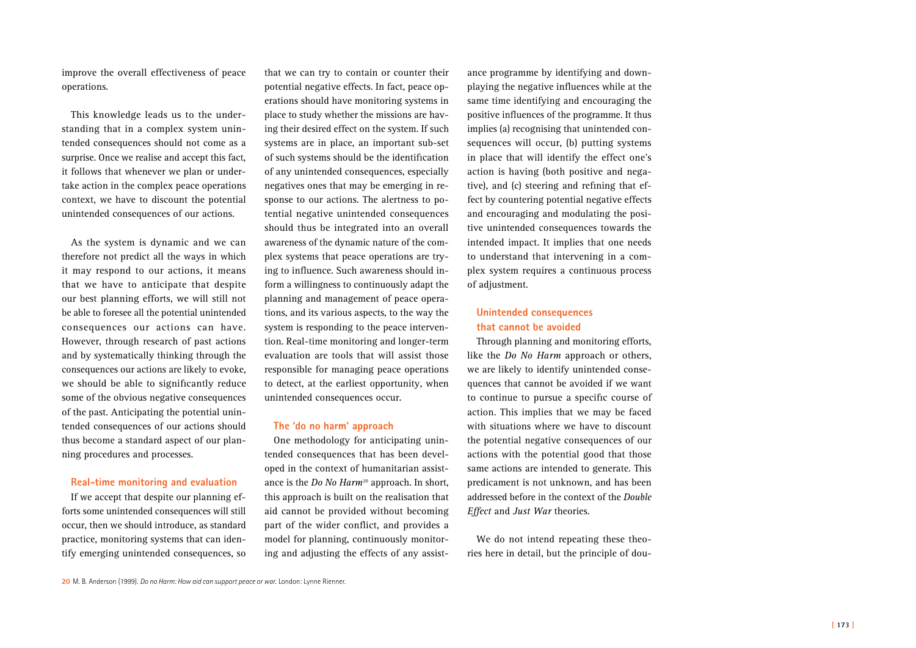improve the overall effectiveness of peace operations.

This knowledge leads us to the understanding that in a complex system unintended consequences should not come as a surprise. Once we realise and accept this fact, it follows that whenever we plan or undertake action in the complex peace operations context, we have to discount the potential unintended consequences of our actions.

As the system is dynamic and we can therefore not predict all the ways in which it may respond to our actions, it means that we have to anticipate that despite our best planning efforts, we will still not be able to foresee all the potential unintended consequences our actions can have. However, through research of past actions and by systematically thinking through the consequences our actions are likely to evoke, we should be able to significantly reduce some of the obvious negative consequences of the past. Anticipating the potential unintended consequences of our actions should thus become a standard aspect of our planning procedures and processes.

### Real-time monitoring and evaluation

If we accept that despite our planning efforts some unintended consequences will still occur, then we should introduce, as standard practice, monitoring systems that can identify emerging unintended consequences, so that we can try to contain or counter their potential negative effects. In fact, peace operations should have monitoring systems in place to study whether the missions are having their desired effect on the system. If such systems are in place, an important sub-set of such systems should be the identification of any unintended consequences, especially negatives ones that may be emerging in response to our actions. The alertness to potential negative unintended consequences should thus be integrated into an overall awareness of the dynamic nature of the complex systems that peace operations are trying to influence. Such awareness should inform a willingness to continuously adapt the planning and management of peace operations, and its various aspects, to the way the system is responding to the peace intervention. Real-time monitoring and longer-term evaluation are tools that will assist those responsible for managing peace operations to detect, at the earliest opportunity, when unintended consequences occur.

### The 'do no harm' approach

One methodology for anticipating unintended consequences that has been developed in the context of humanitarian assistance is the *Do No Harm*[20] approach. In short, this approach is built on the realisation that aid cannot be provided without becoming part of the wider conflict, and provides a model for planning, continuously monitoring and adjusting the effects of any assistance programme by identifying and downplaying the negative influences while at the same time identifying and encouraging the positive influences of the programme. It thus implies (a) recognising that unintended consequences will occur, (b) putting systems in place that will identify the effect one's action is having (both positive and negative), and (c) steering and refining that effect by countering potential negative effects and encouraging and modulating the positive unintended consequences towards the intended impact. It implies that one needs to understand that intervening in a complex system requires a continuous process of adjustment.

### Unintended consequences that cannot be avoided

Through planning and monitoring efforts, like the *Do No Harm* approach or others, we are likely to identify unintended consequences that cannot be avoided if we want to continue to pursue a specific course of action. This implies that we may be faced with situations where we have to discount the potential negative consequences of our actions with the potential good that those same actions are intended to generate. This predicament is not unknown, and has been addressed before in the context of the *Double Effect* and *Just War* theories.

We do not intend repeating these theories here in detail, but the principle of dou-

---

20 M. B. Anderson (1999). *Do no Harm: How aid can support peace or war.* London: Lynne Rienner.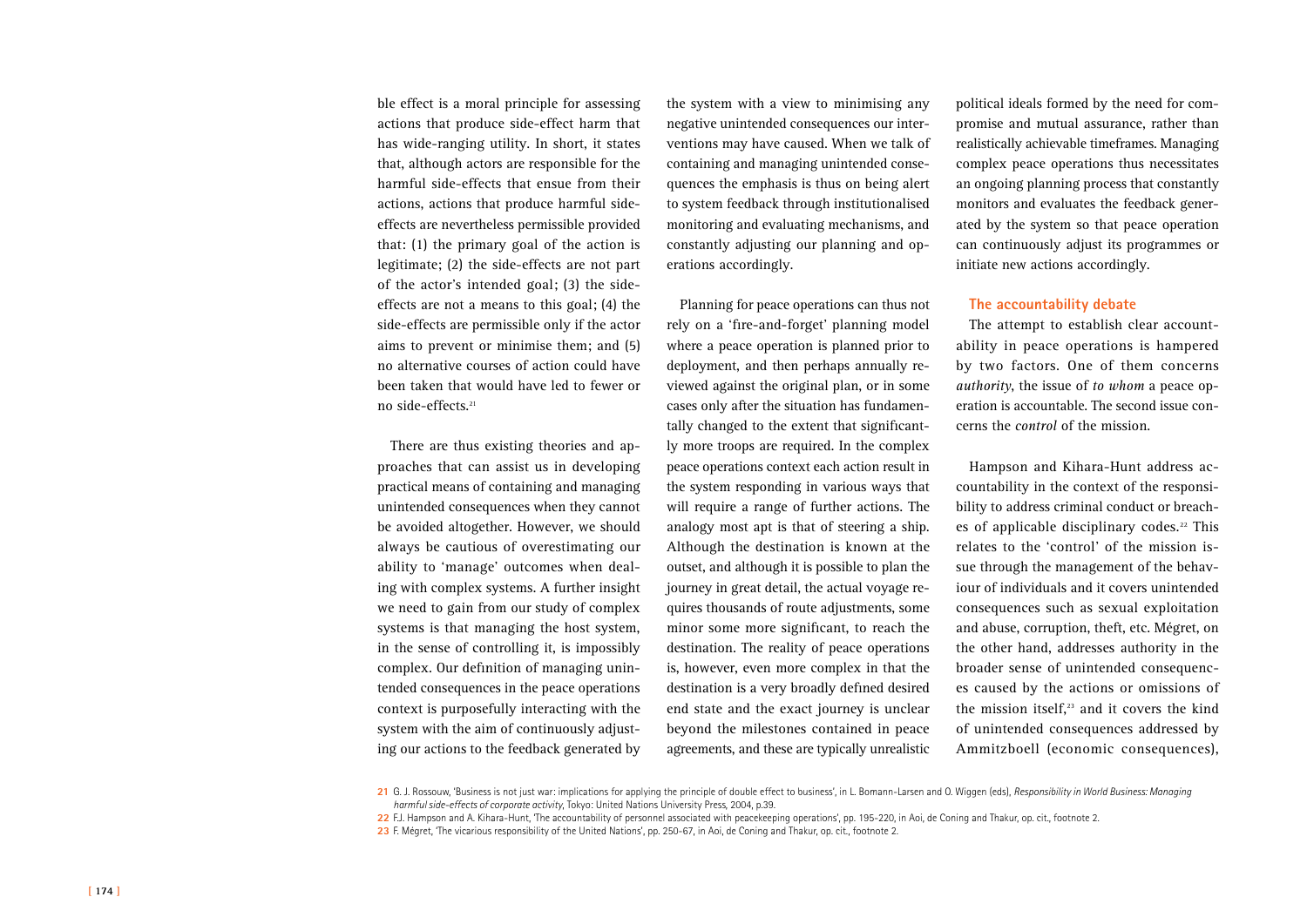ble effect is a moral principle for assessing actions that produce side-effect harm that has wide-ranging utility. In short, it states that, although actors are responsible for the harmful side-effects that ensue from their actions, actions that produce harmful side-effects are nevertheless permissible provided that: (1) the primary goal of the action is legitimate; (2) the side-effects are not part of the actor's intended goal; (3) the side-effects are not a means to this goal; (4) the side-effects are permissible only if the actor aims to prevent or minimise them; and (5) no alternative courses of action could have been taken that would have led to fewer or no side-effects.[21]

There are thus existing theories and approaches that can assist us in developing practical means of containing and managing unintended consequences when they cannot be avoided altogether. However, we should always be cautious of overestimating our ability to 'manage' outcomes when dealing with complex systems. A further insight we need to gain from our study of complex systems is that managing the host system, in the sense of controlling it, is impossibly complex. Our definition of managing unintended consequences in the peace operations context is purposefully interacting with the system with the aim of continuously adjusting our actions to the feedback generated by the system with a view to minimising any negative unintended consequences our interventions may have caused. When we talk of containing and managing unintended consequences the emphasis is thus on being alert to system feedback through institutionalised monitoring and evaluating mechanisms, and constantly adjusting our planning and operations accordingly.

Planning for peace operations can thus not rely on a 'fire-and-forget' planning model where a peace operation is planned prior to deployment, and then perhaps annually reviewed against the original plan, or in some cases only after the situation has fundamentally changed to the extent that significantly more troops are required. In the complex peace operations context each action result in the system responding in various ways that will require a range of further actions. The analogy most apt is that of steering a ship. Although the destination is known at the outset, and although it is possible to plan the journey in great detail, the actual voyage requires thousands of route adjustments, some minor some more significant, to reach the destination. The reality of peace operations is, however, even more complex in that the destination is a very broadly defined desired end state and the exact journey is unclear beyond the milestones contained in peace agreements, and these are typically unrealistic political ideals formed by the need for compromise and mutual assurance, rather than realistically achievable timeframes. Managing complex peace operations thus necessitates an ongoing planning process that constantly monitors and evaluates the feedback generated by the system so that peace operation can continuously adjust its programmes or initiate new actions accordingly.

### The accountability debate

The attempt to establish clear accountability in peace operations is hampered by two factors. One of them concerns *authority*, the issue of *to whom* a peace operation is accountable. The second issue concerns the *control* of the mission.

Hampson and Kihara-Hunt address accountability in the context of the responsibility to address criminal conduct or breaches of applicable disciplinary codes.[22] This relates to the 'control' of the mission issue through the management of the behaviour of individuals and it covers unintended consequences such as sexual exploitation and abuse, corruption, theft, etc. Mégret, on the other hand, addresses authority in the broader sense of unintended consequences caused by the actions or omissions of the mission itself,[23] and it covers the kind of unintended consequences addressed by Ammitzboell (economic consequences),

21 G. J. Rossouw, 'Business is not just war: implications for applying the principle of double effect to business', in L. Bomann-Larsen and O. Wiggen (eds), *Responsibility in World Business: Managing harmful side-effects of corporate activity*, Tokyo: United Nations University Press, 2004, p.39.

22 F.J. Hampson and A. Kihara-Hunt, 'The accountability of personnel associated with peacekeeping operations', pp. 195-220, in Aoi, de Coning and Thakur, op. cit., footnote 2.

23 F. Mégret, 'The vicarious responsibility of the United Nations', pp. 250-67, in Aoi, de Coning and Thakur, op. cit., footnote 2.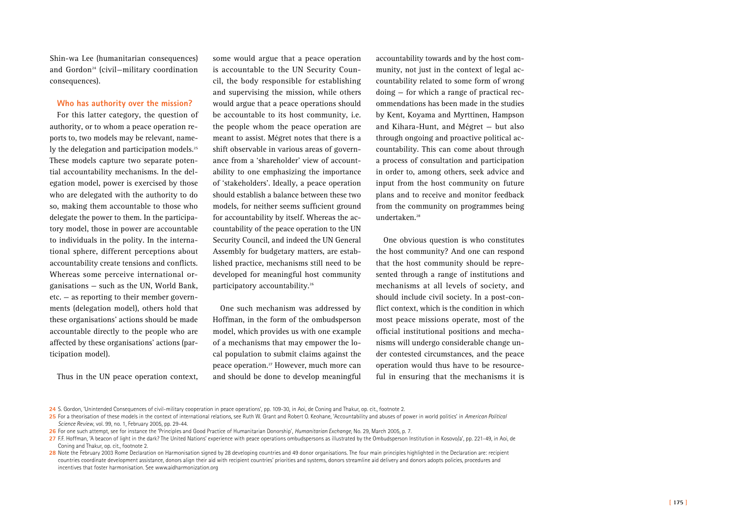Shin-wa Lee (humanitarian consequences) and Gordon[24] (civil–military coordination consequences).

### Who has authority over the mission?

For this latter category, the question of authority, or to whom a peace operation reports to, two models may be relevant, namely the delegation and participation models.[25] These models capture two separate potential accountability mechanisms. In the delegation model, power is exercised by those who are delegated with the authority to do so, making them accountable to those who delegate the power to them. In the participatory model, those in power are accountable to individuals in the polity. In the international sphere, different perceptions about accountability create tensions and conflicts. Whereas some perceive international organisations – such as the UN, World Bank, etc. – as reporting to their member governments (delegation model), others hold that these organisations' actions should be made accountable directly to the people who are affected by these organisations' actions (participation model).

Thus in the UN peace operation context, some would argue that a peace operation is accountable to the UN Security Council, the body responsible for establishing and supervising the mission, while others would argue that a peace operations should be accountable to its host community, i.e. the people whom the peace operation are meant to assist. Mégret notes that there is a shift observable in various areas of governance from a 'shareholder' view of accountability to one emphasizing the importance of 'stakeholders'. Ideally, a peace operation should establish a balance between these two models, for neither seems sufficient ground for accountability by itself. Whereas the accountability of the peace operation to the UN Security Council, and indeed the UN General Assembly for budgetary matters, are established practice, mechanisms still need to be developed for meaningful host community participatory accountability.[26]

One such mechanism was addressed by Hoffman, in the form of the ombudsperson model, which provides us with one example of a mechanisms that may empower the local population to submit claims against the peace operation.[27] However, much more can and should be done to develop meaningful accountability towards and by the host community, not just in the context of legal accountability related to some form of wrong doing – for which a range of practical recommendations has been made in the studies by Kent, Koyama and Myrttinen, Hampson and Kihara-Hunt, and Mégret – but also through ongoing and proactive political accountability. This can come about through a process of consultation and participation in order to, among others, seek advice and input from the host community on future plans and to receive and monitor feedback from the community on programmes being undertaken.[28]

One obvious question is who constitutes the host community? And one can respond that the host community should be represented through a range of institutions and mechanisms at all levels of society, and should include civil society. In a post-conflict context, which is the condition in which most peace missions operate, most of the official institutional positions and mechanisms will undergo considerable change under contested circumstances, and the peace operation would thus have to be resourceful in ensuring that the mechanisms it is

---

24 S. Gordon, 'Unintended Consequences of civil-military cooperation in peace operations', pp. 109-30, in Aoi, de Coning and Thakur, op. cit., footnote 2.

25 For a theorisation of these models in the context of international relations, see Ruth W. Grant and Robert O. Keohane, 'Accountability and abuses of power in world politics' in *American Political Science Review*, vol. 99, no. 1, February 2005, pp. 29-44.

26 For one such attempt, see for instance the 'Principles and Good Practice of Humanitarian Donorship', *Humanitarian Exchange*, No. 29, March 2005, p. 7.

27 F.F. Hoffman, 'A beacon of light in the dark? The United Nations' experience with peace operations ombudspersons as illustrated by the Ombudsperson Institution in Kosovo/a', pp. 221-49, in Aoi, de Coning and Thakur, op. cit., footnote 2.

28 Note the February 2003 Rome Declaration on Harmonisation signed by 28 developing countries and 49 donor organisations. The four main principles highlighted in the Declaration are: recipient countries coordinate development assistance, donors align their aid with recipient countries' priorities and systems, donors streamline aid delivery and donors adopts policies, procedures and incentives that foster harmonisation. See www.aidharmonization.org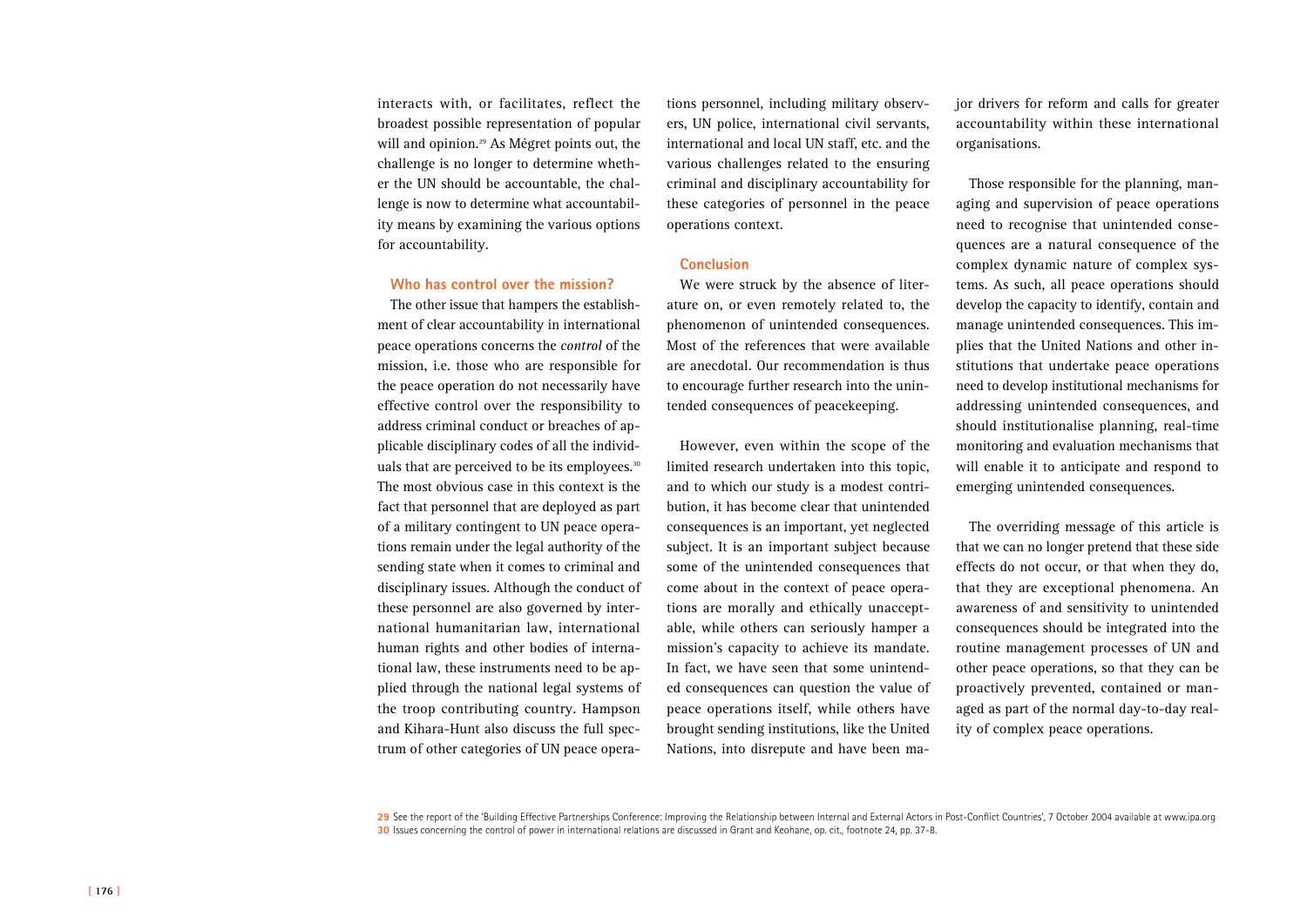interacts with, or facilitates, reflect the broadest possible representation of popular will and opinion.[29] As Mégret points out, the challenge is no longer to determine whether the UN should be accountable, the challenge is now to determine what accountability means by examining the various options for accountability.

### Who has control over the mission?

The other issue that hampers the establishment of clear accountability in international peace operations concerns the *control* of the mission, i.e. those who are responsible for the peace operation do not necessarily have effective control over the responsibility to address criminal conduct or breaches of applicable disciplinary codes of all the individuals that are perceived to be its employees.[30] The most obvious case in this context is the fact that personnel that are deployed as part of a military contingent to UN peace operations remain under the legal authority of the sending state when it comes to criminal and disciplinary issues. Although the conduct of these personnel are also governed by international humanitarian law, international human rights and other bodies of international law, these instruments need to be applied through the national legal systems of the troop contributing country. Hampson and Kihara-Hunt also discuss the full spectrum of other categories of UN peace operations personnel, including military observers, UN police, international civil servants, international and local UN staff, etc. and the various challenges related to the ensuring criminal and disciplinary accountability for these categories of personnel in the peace operations context.

### Conclusion

We were struck by the absence of literature on, or even remotely related to, the phenomenon of unintended consequences. Most of the references that were available are anecdotal. Our recommendation is thus to encourage further research into the unintended consequences of peacekeeping.

However, even within the scope of the limited research undertaken into this topic, and to which our study is a modest contribution, it has become clear that unintended consequences is an important, yet neglected subject. It is an important subject because some of the unintended consequences that come about in the context of peace operations are morally and ethically unacceptable, while others can seriously hamper a mission's capacity to achieve its mandate. In fact, we have seen that some unintended consequences can question the value of peace operations itself, while others have brought sending institutions, like the United Nations, into disrepute and have been major drivers for reform and calls for greater accountability within these international organisations.

Those responsible for the planning, managing and supervision of peace operations need to recognise that unintended consequences are a natural consequence of the complex dynamic nature of complex systems. As such, all peace operations should develop the capacity to identify, contain and manage unintended consequences. This implies that the United Nations and other institutions that undertake peace operations need to develop institutional mechanisms for addressing unintended consequences, and should institutionalise planning, real-time monitoring and evaluation mechanisms that will enable it to anticipate and respond to emerging unintended consequences.

The overriding message of this article is that we can no longer pretend that these side effects do not occur, or that when they do, that they are exceptional phenomena. An awareness of and sensitivity to unintended consequences should be integrated into the routine management processes of UN and other peace operations, so that they can be proactively prevented, contained or managed as part of the normal day-to-day reality of complex peace operations.

---

29 See the report of the 'Building Effective Partnerships Conference: Improving the Relationship between Internal and External Actors in Post-Conflict Countries', 7 October 2004 available at www.ipa.org

30 Issues concerning the control of power in international relations are discussed in Grant and Keohane, op. cit., footnote 24, pp. 37-8.